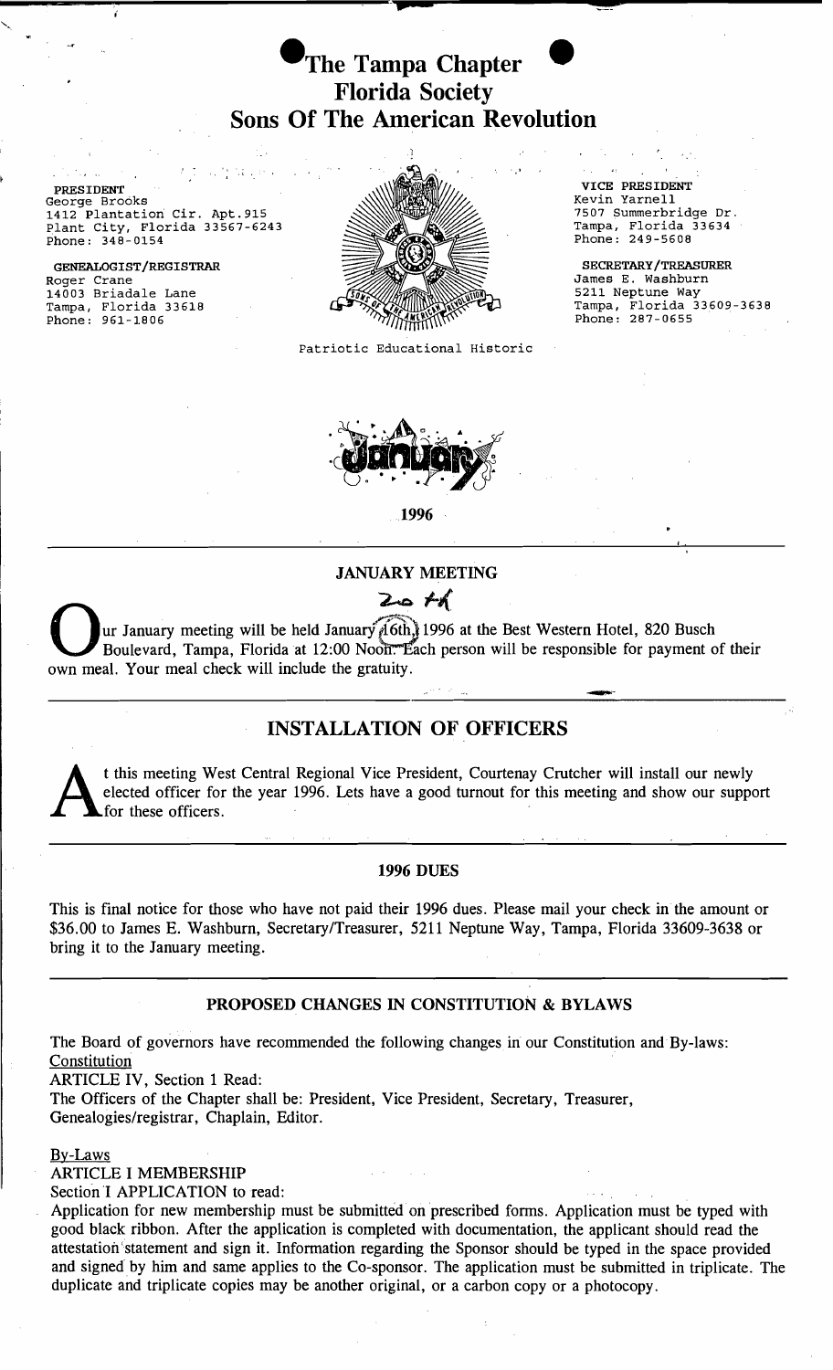# The Tampa Chapter
# Florida Society
# Sons Of The American Revolution

**PRESIDENT**
George Brooks
1412 Plantation Cir. Apt.915
Plant City, Florida 33567-6243
Phone: 348-0154

**GENEALOGIST/REGISTRAR**
Roger Crane
14003 Briadale Lane
Tampa, Florida 33618
Phone: 961-1806

**VICE PRESIDENT**
Kevin Yarnell
7507 Summerbridge Dr.
Tampa, Florida 33634
Phone: 249-5608

**SECRETARY/TREASURER**
James E. Washburn
5211 Neptune Way
Tampa, Florida 33609-3638
Phone: 287-0655

Patriotic Educational Historic

January

1996

---

### JANUARY MEETING

20 th

Our January meeting will be held January 16th, 1996 at the Best Western Hotel, 820 Busch Boulevard, Tampa, Florida at 12:00 Noon. Each person will be responsible for payment of their own meal. Your meal check will include the gratuity.

---

## INSTALLATION OF OFFICERS

At this meeting West Central Regional Vice President, Courtenay Crutcher will install our newly elected officer for the year 1996. Lets have a good turnout for this meeting and show our support for these officers.

---

### 1996 DUES

This is final notice for those who have not paid their 1996 dues. Please mail your check in the amount or $36.00 to James E. Washburn, Secretary/Treasurer, 5211 Neptune Way, Tampa, Florida 33609-3638 or bring it to the January meeting.

---

### PROPOSED CHANGES IN CONSTITUTION & BYLAWS

The Board of governors have recommended the following changes in our Constitution and By-laws:

Constitution

ARTICLE IV, Section 1 Read:

The Officers of the Chapter shall be: President, Vice President, Secretary, Treasurer, Genealogies/registrar, Chaplain, Editor.

By-Laws

ARTICLE I MEMBERSHIP

Section I APPLICATION to read:

Application for new membership must be submitted on prescribed forms. Application must be typed with good black ribbon. After the application is completed with documentation, the applicant should read the attestation statement and sign it. Information regarding the Sponsor should be typed in the space provided and signed by him and same applies to the Co-sponsor. The application must be submitted in triplicate. The duplicate and triplicate copies may be another original, or a carbon copy or a photocopy.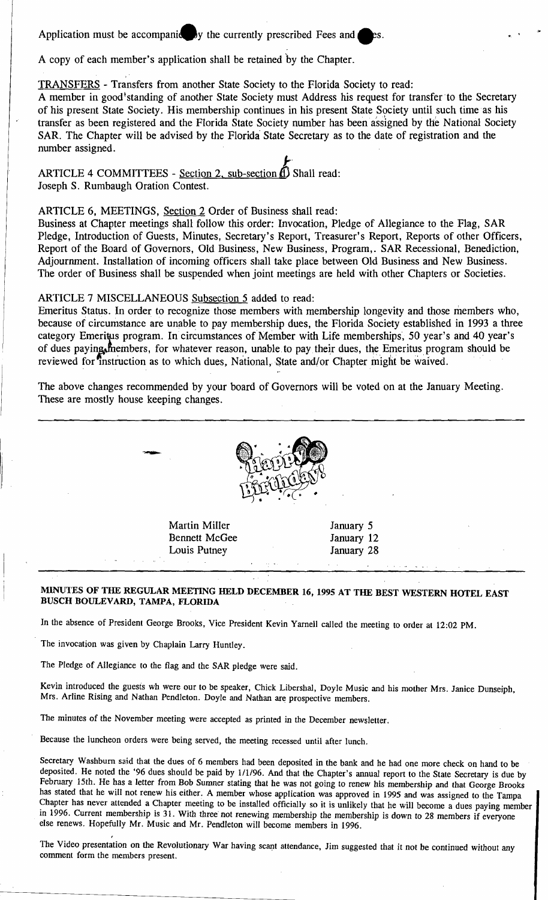Application must be accompanied by the currently prescribed Fees and Dues.

A copy of each member's application shall be retained by the Chapter.

TRANSFERS - Transfers from another State Society to the Florida Society to read:
A member in good standing of another State Society must Address his request for transfer to the Secretary of his present State Society. His membership continues in his present State Society until such time as his transfer as been registered and the Florida State Society number has been assigned by the National Society SAR. The Chapter will be advised by the Florida State Secretary as to the date of registration and the number assigned.

ARTICLE 4 COMMITTEES - Section 2, sub-section (f) Shall read:
Joseph S. Rumbaugh Oration Contest.

ARTICLE 6, MEETINGS, Section 2 Order of Business shall read:
Business at Chapter meetings shall follow this order: Invocation, Pledge of Allegiance to the Flag, SAR Pledge, Introduction of Guests, Minutes, Secretary's Report, Treasurer's Report, Reports of other Officers, Report of the Board of Governors, Old Business, New Business, Program,. SAR Recessional, Benediction, Adjournment. Installation of incoming officers shall take place between Old Business and New Business. The order of Business shall be suspended when joint meetings are held with other Chapters or Societies.

ARTICLE 7 MISCELLANEOUS Subsection 5 added to read:
Emeritus Status. In order to recognize those members with membership longevity and those members who, because of circumstance are unable to pay membership dues, the Florida Society established in 1993 a three category Emeritus program. In circumstances of Member with Life memberships, 50 year's and 40 year's of dues paying members, for whatever reason, unable to pay their dues, the Emeritus program should be reviewed for instruction as to which dues, National, State and/or Chapter might be waived.

The above changes recommended by your board of Governors will be voted on at the January Meeting. These are mostly house keeping changes.

---

Happy Birthday!

| | |
|---|---|
| Martin Miller | January 5 |
| Bennett McGee | January 12 |
| Louis Putney | January 28 |

---

**MINUTES OF THE REGULAR MEETING HELD DECEMBER 16, 1995 AT THE BEST WESTERN HOTEL EAST BUSCH BOULEVARD, TAMPA, FLORIDA**

In the absence of President George Brooks, Vice President Kevin Yarnell called the meeting to order at 12:02 PM.

The invocation was given by Chaplain Larry Huntley.

The Pledge of Allegiance to the flag and the SAR pledge were said.

Kevin introduced the guests wh were our to be speaker, Chick Libershal, Doyle Music and his mother Mrs. Janice Dunseiph, Mrs. Arline Rising and Nathan Pendleton. Doyle and Nathan are prospective members.

The minutes of the November meeting were accepted as printed in the December newsletter.

Because the luncheon orders were being served, the meeting recessed until after lunch.

Secretary Washburn said that the dues of 6 members had been deposited in the bank and he had one more check on hand to be deposited. He noted the '96 dues should be paid by 1/1/96. And that the Chapter's annual report to the State Secretary is due by February 15th. He has a letter from Bob Sumner stating that he was not going to renew his membership and that George Brooks has stated that he will not renew his either. A member whose application was approved in 1995 and was assigned to the Tampa Chapter has never attended a Chapter meeting to be installed officially so it is unlikely that he will become a dues paying member in 1996. Current membership is 31. With three not renewing membership the membership is down to 28 members if everyone else renews. Hopefully Mr. Music and Mr. Pendleton will become members in 1996.

The Video presentation on the Revolutionary War having scant attendance, Jim suggested that it not be continued without any comment form the members present.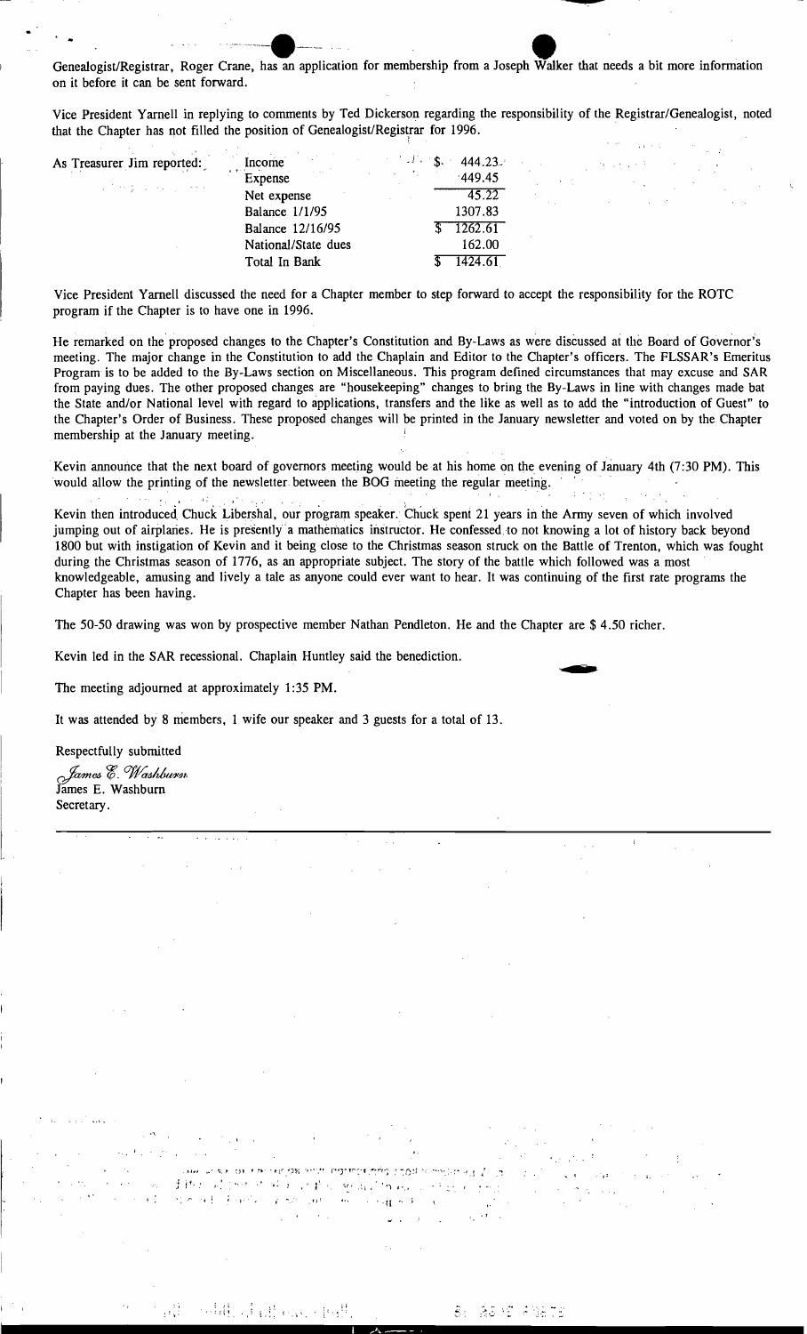Genealogist/Registrar, Roger Crane, has an application for membership from a Joseph Walker that needs a bit more information on it before it can be sent forward.

Vice President Yarnell in replying to comments by Ted Dickerson regarding the responsibility of the Registrar/Genealogist, noted that the Chapter has not filled the position of Genealogist/Registrar for 1996.

| As Treasurer Jim reported: | | |
|---|---|---|
| | Income | $ 444.23 |
| | Expense | 449.45 |
| | Net expense | 45.22 |
| | Balance 1/1/95 | 1307.83 |
| | Balance 12/16/95 | $ 1262.61 |
| | National/State dues | 162.00 |
| | Total In Bank | $ 1424.61 |

Vice President Yarnell discussed the need for a Chapter member to step forward to accept the responsibility for the ROTC program if the Chapter is to have one in 1996.

He remarked on the proposed changes to the Chapter's Constitution and By-Laws as were discussed at the Board of Governor's meeting. The major change in the Constitution to add the Chaplain and Editor to the Chapter's officers. The FLSSAR's Emeritus Program is to be added to the By-Laws section on Miscellaneous. This program defined circumstances that may excuse and SAR from paying dues. The other proposed changes are "housekeeping" changes to bring the By-Laws in line with changes made bat the State and/or National level with regard to applications, transfers and the like as well as to add the "introduction of Guest" to the Chapter's Order of Business. These proposed changes will be printed in the January newsletter and voted on by the Chapter membership at the January meeting.

Kevin announce that the next board of governors meeting would be at his home on the evening of January 4th (7:30 PM). This would allow the printing of the newsletter between the BOG meeting the regular meeting.

Kevin then introduced Chuck Libershal, our program speaker. Chuck spent 21 years in the Army seven of which involved jumping out of airplanes. He is presently a mathematics instructor. He confessed to not knowing a lot of history back beyond 1800 but with instigation of Kevin and it being close to the Christmas season struck on the Battle of Trenton, which was fought during the Christmas season of 1776, as an appropriate subject. The story of the battle which followed was a most knowledgeable, amusing and lively a tale as anyone could ever want to hear. It was continuing of the first rate programs the Chapter has been having.

The 50-50 drawing was won by prospective member Nathan Pendleton. He and the Chapter are $ 4.50 richer.

Kevin led in the SAR recessional. Chaplain Huntley said the benediction.

The meeting adjourned at approximately 1:35 PM.

It was attended by 8 members, 1 wife our speaker and 3 guests for a total of 13.

Respectfully submitted

*James E. Washburn*
James E. Washburn
Secretary.